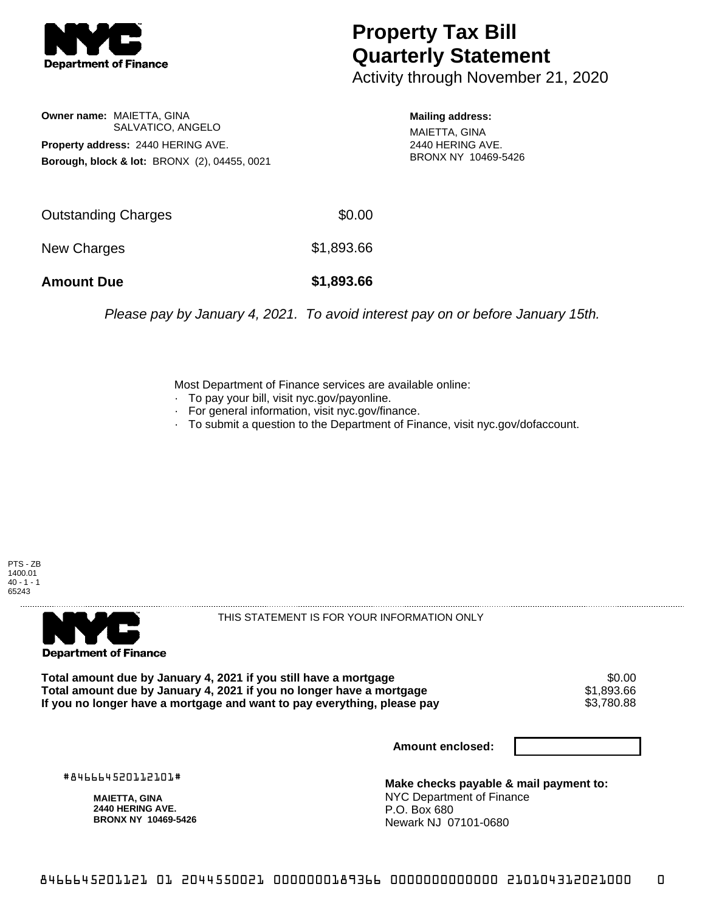**NYC Department of Finance**

# Property Tax Bill Quarterly Statement

Activity through November 21, 2020

**Owner name:** MAIETTA, GINA
SALVATICO, ANGELO

**Property address:** 2440 HERING AVE.

**Borough, block & lot:** BRONX (2), 04455, 0021

**Mailing address:**
MAIETTA, GINA
2440 HERING AVE.
BRONX NY 10469-5426

| | |
|---|---|
| Outstanding Charges | $0.00 |
| New Charges | $1,893.66 |
| **Amount Due** | **$1,893.66** |

*Please pay by January 4, 2021. To avoid interest pay on or before January 15th.*

Most Department of Finance services are available online:

- To pay your bill, visit nyc.gov/payonline.
- For general information, visit nyc.gov/finance.
- To submit a question to the Department of Finance, visit nyc.gov/dofaccount.

PTS - ZB
1400.01
40 - 1 - 1
65243

---

**NYC Department of Finance**

THIS STATEMENT IS FOR YOUR INFORMATION ONLY

| | |
|---|---|
| **Total amount due by January 4, 2021 if you still have a mortgage** | $0.00 |
| **Total amount due by January 4, 2021 if you no longer have a mortgage** | $1,893.66 |
| **If you no longer have a mortgage and want to pay everything, please pay** | $3,780.88 |

**Amount enclosed:**

#846664520112101#

**MAIETTA, GINA**
**2440 HERING AVE.**
**BRONX NY 10469-5426**

**Make checks payable & mail payment to:**
NYC Department of Finance
P.O. Box 680
Newark NJ 07101-0680

8466645201121 01 2044550021 0000000189366 0000000000000 210104312021000 0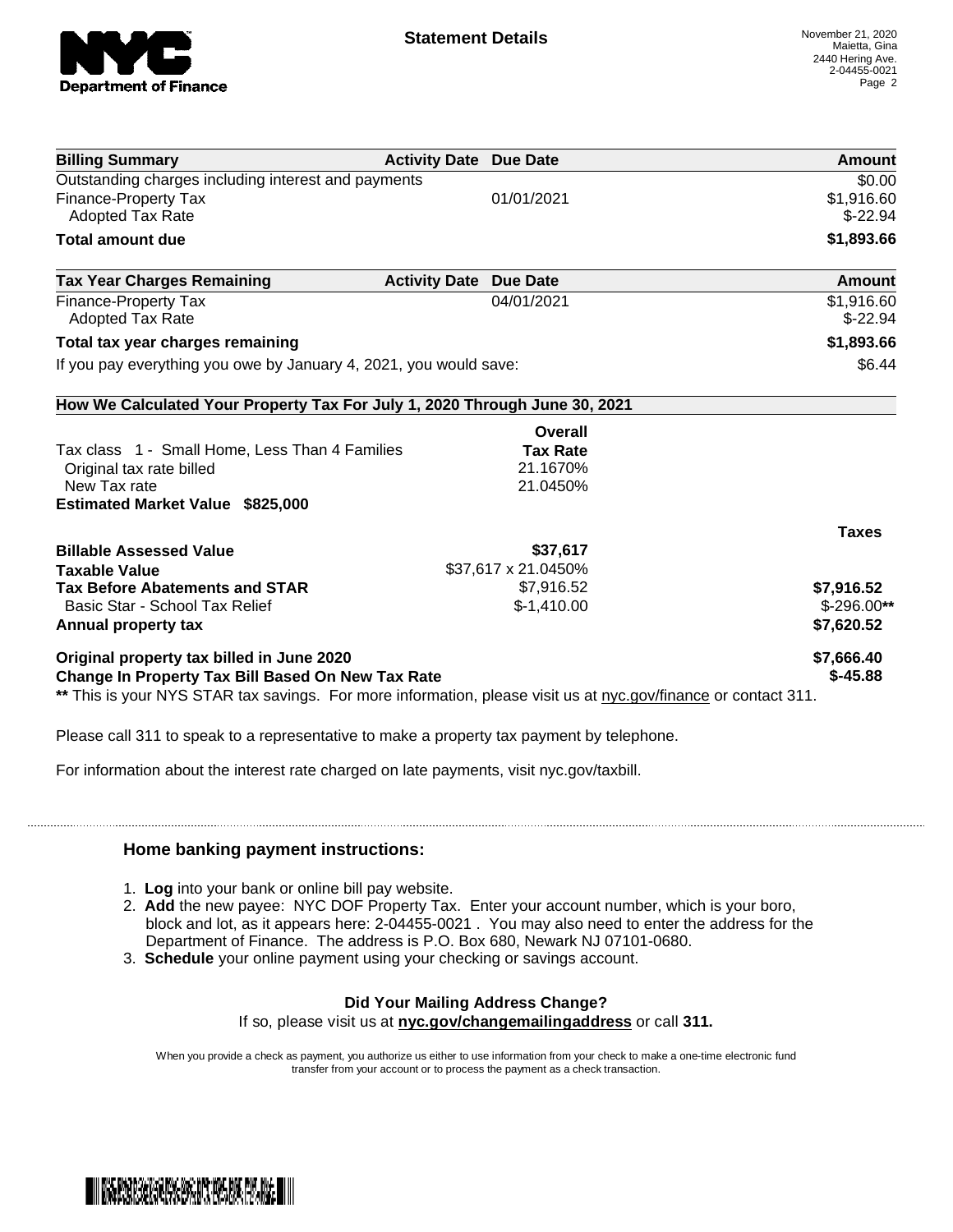## Statement Details

November 21, 2020
Maietta, Gina
2440 Hering Ave.
2-04455-0021

| Billing Summary | Activity Date | Due Date | Amount |
|---|---|---|---|
| Outstanding charges including interest and payments | | | $0.00 |
| Finance-Property Tax | | 01/01/2021 | $1,916.60 |
| Adopted Tax Rate | | | $-22.94 |
| **Total amount due** | | | **$1,893.66** |

| Tax Year Charges Remaining | Activity Date | Due Date | Amount |
|---|---|---|---|
| Finance-Property Tax | | 04/01/2021 | $1,916.60 |
| Adopted Tax Rate | | | $-22.94 |
| **Total tax year charges remaining** | | | **$1,893.66** |
| If you pay everything you owe by January 4, 2021, you would save: | | | $6.44 |

**How We Calculated Your Property Tax For July 1, 2020 Through June 30, 2021**

| | Overall Tax Rate | Taxes |
|---|---|---|
| Tax class 1 - Small Home, Less Than 4 Families | | |
| Original tax rate billed | 21.1670% | |
| New Tax rate | 21.0450% | |
| **Estimated Market Value $825,000** | | |
| **Billable Assessed Value** | **$37,617** | |
| **Taxable Value** | $37,617 x 21.0450% | |
| **Tax Before Abatements and STAR** | $7,916.52 | **$7,916.52** |
| Basic Star - School Tax Relief | $-1,410.00 | $-296.00** |
| **Annual property tax** | | **$7,620.52** |
| **Original property tax billed in June 2020** | | **$7,666.40** |
| **Change In Property Tax Bill Based On New Tax Rate** | | **$-45.88** |

** This is your NYS STAR tax savings. For more information, please visit us at nyc.gov/finance or contact 311.

Please call 311 to speak to a representative to make a property tax payment by telephone.

For information about the interest rate charged on late payments, visit nyc.gov/taxbill.

### Home banking payment instructions:

1. **Log** into your bank or online bill pay website.
2. **Add** the new payee: NYC DOF Property Tax. Enter your account number, which is your boro, block and lot, as it appears here: 2-04455-0021 . You may also need to enter the address for the Department of Finance. The address is P.O. Box 680, Newark NJ 07101-0680.
3. **Schedule** your online payment using your checking or savings account.

**Did Your Mailing Address Change?**
If so, please visit us at **nyc.gov/changemailingaddress** or call **311.**

When you provide a check as payment, you authorize us either to use information from your check to make a one-time electronic fund transfer from your account or to process the payment as a check transaction.